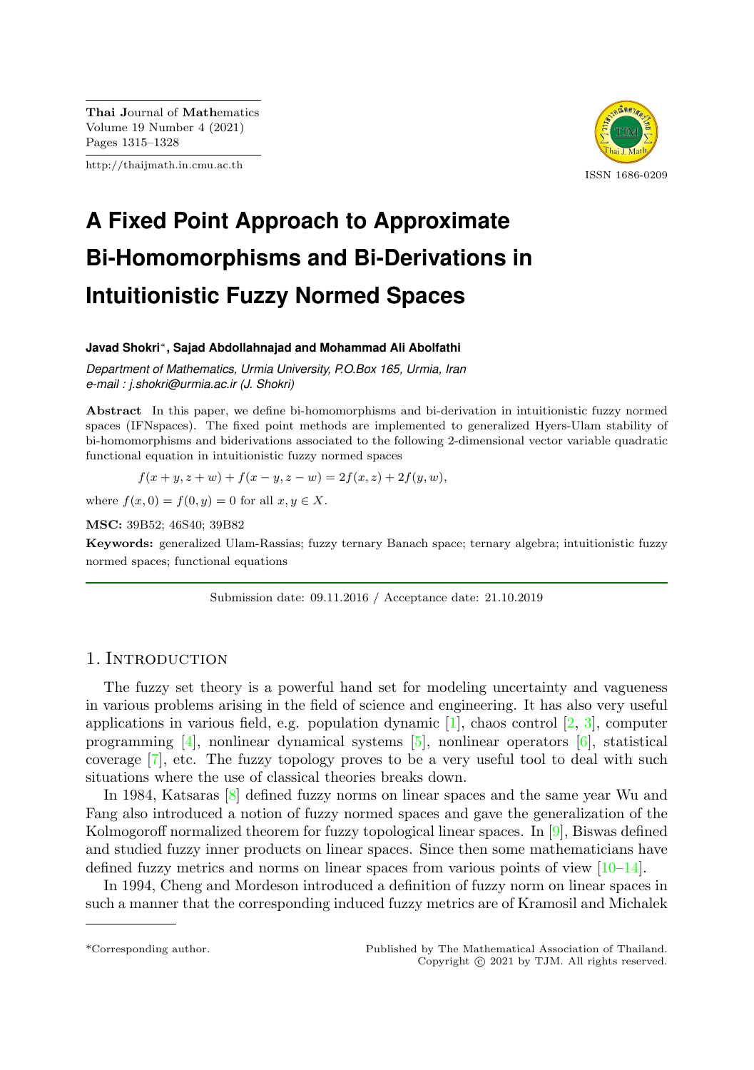# A Fixed Point Approach to Approximate Bi-Homomorphisms and Bi-Derivations in Intuitionistic Fuzzy Normed Spaces

**Javad Shokri***, **Sajad Abdollahnajad and Mohammad Ali Abolfathi**

*Department of Mathematics, Urmia University, P.O.Box 165, Urmia, Iran*
*e-mail : j.shokri@urmia.ac.ir (J. Shokri)*

**Abstract** In this paper, we define bi-homomorphisms and bi-derivation in intuitionistic fuzzy normed spaces (IFNspaces). The fixed point methods are implemented to generalized Hyers-Ulam stability of bi-homomorphisms and biderivations associated to the following 2-dimensional vector variable quadratic functional equation in intuitionistic fuzzy normed spaces

$$f(x+y, z+w) + f(x-y, z-w) = 2f(x, z) + 2f(y, w),$$

where $f(x, 0) = f(0, y) = 0$ for all $x, y \in X$.

**MSC:** 39B52; 46S40; 39B82

**Keywords:** generalized Ulam-Rassias; fuzzy ternary Banach space; ternary algebra; intuitionistic fuzzy normed spaces; functional equations

Submission date: 09.11.2016 / Acceptance date: 21.10.2019

## 1. Introduction

The fuzzy set theory is a powerful hand set for modeling uncertainty and vagueness in various problems arising in the field of science and engineering. It has also very useful applications in various field, e.g. population dynamic [1], chaos control [2, 3], computer programming [4], nonlinear dynamical systems [5], nonlinear operators [6], statistical coverage [7], etc. The fuzzy topology proves to be a very useful tool to deal with such situations where the use of classical theories breaks down.

In 1984, Katsaras [8] defined fuzzy norms on linear spaces and the same year Wu and Fang also introduced a notion of fuzzy normed spaces and gave the generalization of the Kolmogoroff normalized theorem for fuzzy topological linear spaces. In [9], Biswas defined and studied fuzzy inner products on linear spaces. Since then some mathematicians have defined fuzzy metrics and norms on linear spaces from various points of view [10–14].

In 1994, Cheng and Mordeson introduced a definition of fuzzy norm on linear spaces in such a manner that the corresponding induced fuzzy metrics are of Kramosil and Michalek

*Corresponding author.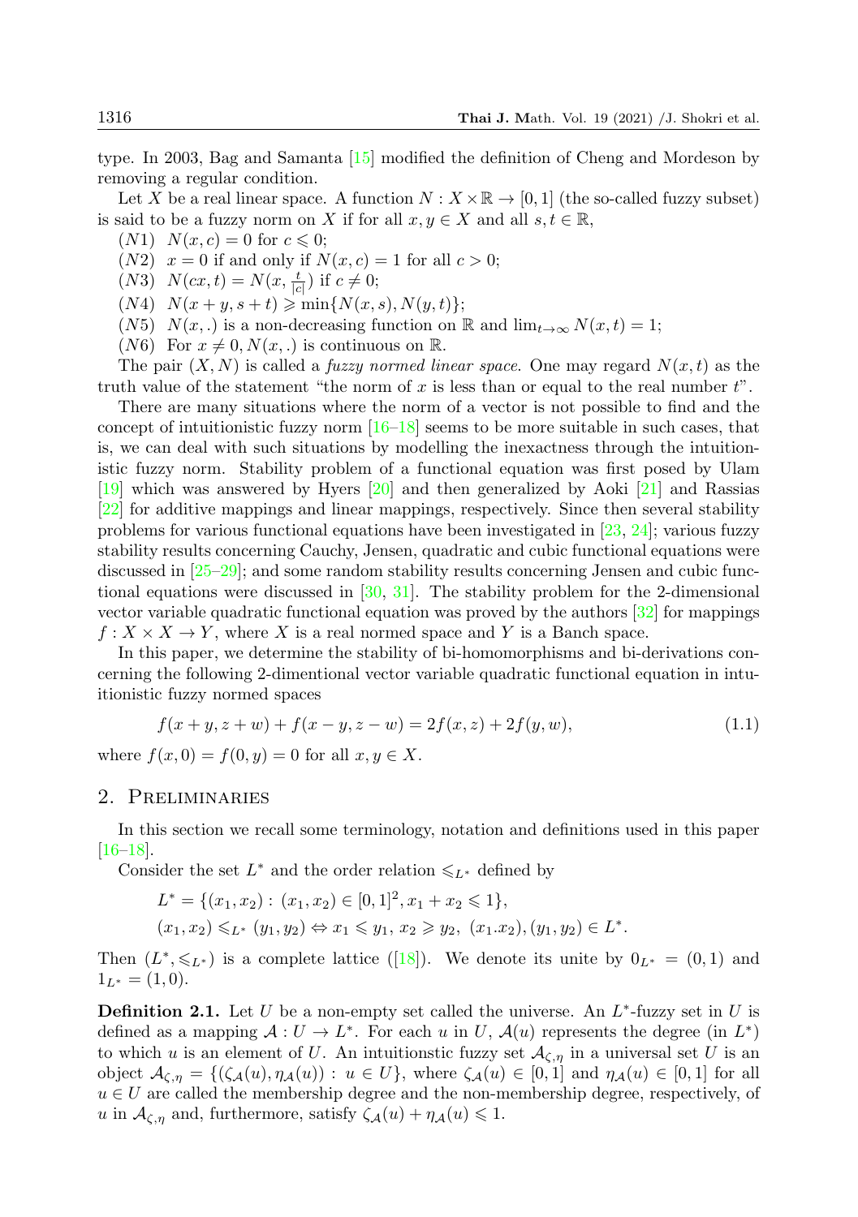type. In 2003, Bag and Samanta [15] modified the definition of Cheng and Mordeson by removing a regular condition.

Let $X$ be a real linear space. A function $N : X \times \mathbb{R} \to [0, 1]$ (the so-called fuzzy subset) is said to be a fuzzy norm on $X$ if for all $x, y \in X$ and all $s, t \in \mathbb{R}$,

$(N1)$ $N(x, c) = 0$ for $c \leqslant 0$;

$(N2)$ $x = 0$ if and only if $N(x, c) = 1$ for all $c > 0$;

$(N3)$ $N(cx, t) = N(x, \frac{t}{|c|})$ if $c \neq 0$;

$(N4)$ $N(x + y, s + t) \geqslant \min\{N(x, s), N(y, t)\}$;

$(N5)$ $N(x, .)$ is a non-decreasing function on $\mathbb{R}$ and $\lim_{t\to\infty} N(x, t) = 1$;

$(N6)$ For $x \neq 0, N(x, .)$ is continuous on $\mathbb{R}$.

The pair $(X, N)$ is called a *fuzzy normed linear space*. One may regard $N(x, t)$ as the truth value of the statement "the norm of $x$ is less than or equal to the real number $t$".

There are many situations where the norm of a vector is not possible to find and the concept of intuitionistic fuzzy norm [16–18] seems to be more suitable in such cases, that is, we can deal with such situations by modelling the inexactness through the intuitionistic fuzzy norm. Stability problem of a functional equation was first posed by Ulam [19] which was answered by Hyers [20] and then generalized by Aoki [21] and Rassias [22] for additive mappings and linear mappings, respectively. Since then several stability problems for various functional equations have been investigated in [23, 24]; various fuzzy stability results concerning Cauchy, Jensen, quadratic and cubic functional equations were discussed in [25–29]; and some random stability results concerning Jensen and cubic functional equations were discussed in [30, 31]. The stability problem for the 2-dimensional vector variable quadratic functional equation was proved by the authors [32] for mappings $f : X \times X \to Y$, where $X$ is a real normed space and $Y$ is a Banch space.

In this paper, we determine the stability of bi-homomorphisms and bi-derivations concerning the following 2-dimentional vector variable quadratic functional equation in intuitionistic fuzzy normed spaces

$$f(x + y, z + w) + f(x - y, z - w) = 2f(x, z) + 2f(y, w), \tag{1.1}$$

where $f(x, 0) = f(0, y) = 0$ for all $x, y \in X$.

## 2. Preliminaries

In this section we recall some terminology, notation and definitions used in this paper [16–18].

Consider the set $L^*$ and the order relation $\leqslant_{L^*}$ defined by

$$L^* = \{(x_1, x_2) : (x_1, x_2) \in [0, 1]^2, x_1 + x_2 \leqslant 1\},$$
$$(x_1, x_2) \leqslant_{L^*} (y_1, y_2) \Leftrightarrow x_1 \leqslant y_1,\ x_2 \geqslant y_2,\ (x_1.x_2), (y_1, y_2) \in L^*.$$

Then $(L^*, \leqslant_{L^*})$ is a complete lattice ([18]). We denote its unite by $0_{L^*} = (0, 1)$ and $1_{L^*} = (1, 0)$.

**Definition 2.1.** Let $U$ be a non-empty set called the universe. An $L^*$-fuzzy set in $U$ is defined as a mapping $\mathcal{A} : U \to L^*$. For each $u$ in $U$, $\mathcal{A}(u)$ represents the degree (in $L^*$) to which $u$ is an element of $U$. An intuitionstic fuzzy set $\mathcal{A}_{\zeta,\eta}$ in a universal set $U$ is an object $\mathcal{A}_{\zeta,\eta} = \{(\zeta_{\mathcal{A}}(u), \eta_{\mathcal{A}}(u)) : u \in U\}$, where $\zeta_{\mathcal{A}}(u) \in [0, 1]$ and $\eta_{\mathcal{A}}(u) \in [0, 1]$ for all $u \in U$ are called the membership degree and the non-membership degree, respectively, of $u$ in $\mathcal{A}_{\zeta,\eta}$ and, furthermore, satisfy $\zeta_{\mathcal{A}}(u) + \eta_{\mathcal{A}}(u) \leqslant 1$.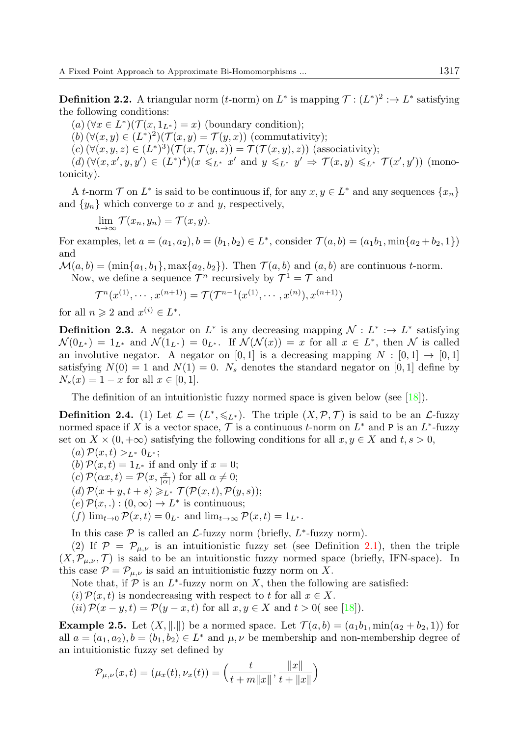**Definition 2.2.** A triangular norm ($t$-norm) on $L^*$ is mapping $\mathcal{T} : (L^*)^2 :\to L^*$ satisfying the following conditions:

$(a)$ $(\forall x \in L^*)(\mathcal{T}(x, 1_{L^*}) = x)$ (boundary condition);

$(b)$ $(\forall (x, y) \in (L^*)^2)(\mathcal{T}(x, y) = \mathcal{T}(y, x))$ (commutativity);

$(c)$ $(\forall (x, y, z) \in (L^*)^3)(\mathcal{T}(x, \mathcal{T}(y, z)) = \mathcal{T}(\mathcal{T}(x, y), z))$ (associativity);

$(d)$ $(\forall (x, x', y, y') \in (L^*)^4)(x \leqslant_{L^*} x'$ and $y \leqslant_{L^*} y' \Rightarrow \mathcal{T}(x, y) \leqslant_{L^*} \mathcal{T}(x', y'))$ (monotonicity).

A $t$-norm $\mathcal{T}$ on $L^*$ is said to be continuous if, for any $x, y \in L^*$ and any sequences $\{x_n\}$ and $\{y_n\}$ which converge to $x$ and $y$, respectively,

$$\lim_{n\to\infty} \mathcal{T}(x_n, y_n) = \mathcal{T}(x, y).$$

For examples, let $a = (a_1, a_2), b = (b_1, b_2) \in L^*$, consider $\mathcal{T}(a, b) = (a_1 b_1, \min\{a_2 + b_2, 1\})$ and

$\mathcal{M}(a, b) = (\min\{a_1, b_1\}, \max\{a_2, b_2\})$. Then $\mathcal{T}(a, b)$ and $(a, b)$ are continuous $t$-norm.

Now, we define a sequence $\mathcal{T}^n$ recursively by $\mathcal{T}^1 = \mathcal{T}$ and

$$\mathcal{T}^n(x^{(1)}, \cdots, x^{(n+1)}) = \mathcal{T}(\mathcal{T}^{n-1}(x^{(1)}, \cdots, x^{(n)}), x^{(n+1)})$$

for all $n \geqslant 2$ and $x^{(i)} \in L^*$.

**Definition 2.3.** A negator on $L^*$ is any decreasing mapping $\mathcal{N} : L^* :\to L^*$ satisfying $\mathcal{N}(0_{L^*}) = 1_{L^*}$ and $\mathcal{N}(1_{L^*}) = 0_{L^*}$. If $\mathcal{N}(\mathcal{N}(x)) = x$ for all $x \in L^*$, then $\mathcal{N}$ is called an involutive negator. A negator on $[0, 1]$ is a decreasing mapping $N : [0, 1] \to [0, 1]$ satisfying $N(0) = 1$ and $N(1) = 0$. $N_s$ denotes the standard negator on $[0, 1]$ define by $N_s(x) = 1 - x$ for all $x \in [0, 1]$.

The definition of an intuitionistic fuzzy normed space is given below (see [18]).

**Definition 2.4.** (1) Let $\mathcal{L} = (L^*, \leqslant_{L^*})$. The triple $(X, \mathcal{P}, \mathcal{T})$ is said to be an $\mathcal{L}$-fuzzy normed space if $X$ is a vector space, $\mathcal{T}$ is a continuous $t$-norm on $L^*$ and P is an $L^*$-fuzzy set on $X \times (0, +\infty)$ satisfying the following conditions for all $x, y \in X$ and $t, s > 0$,

$(a)$ $\mathcal{P}(x, t) >_{L^*} 0_{L^*}$;

$(b)$ $\mathcal{P}(x, t) = 1_{L^*}$ if and only if $x = 0$;

$(c)$ $\mathcal{P}(\alpha x, t) = \mathcal{P}(x, \frac{x}{|\alpha|})$ for all $\alpha \neq 0$;

$(d)$ $\mathcal{P}(x + y, t + s) \geqslant_{L^*} \mathcal{T}(\mathcal{P}(x, t), \mathcal{P}(y, s))$;

$(e)$ $\mathcal{P}(x, .) : (0, \infty) \to L^*$ is continuous;

$(f)$ $\lim_{t\to 0} \mathcal{P}(x, t) = 0_{L^*}$ and $\lim_{t\to\infty} \mathcal{P}(x, t) = 1_{L^*}$.

In this case $\mathcal{P}$ is called an $\mathcal{L}$-fuzzy norm (briefly, $L^*$-fuzzy norm).

(2) If $\mathcal{P} = \mathcal{P}_{\mu,\nu}$ is an intuitionistic fuzzy set (see Definition 2.1), then the triple $(X, \mathcal{P}_{\mu,\nu}, \mathcal{T})$ is said to be an intuitionstic fuzzy normed space (briefly, IFN-space). In this case $\mathcal{P} = \mathcal{P}_{\mu,\nu}$ is said an intuitionistic fuzzy norm on $X$.

Note that, if $\mathcal{P}$ is an $L^*$-fuzzy norm on $X$, then the following are satisfied:

$(i)$ $\mathcal{P}(x, t)$ is nondecreasing with respect to $t$ for all $x \in X$.

$(ii)$ $\mathcal{P}(x - y, t) = \mathcal{P}(y - x, t)$ for all $x, y \in X$ and $t > 0$( see [18]).

**Example 2.5.** Let $(X, \|.\|)$ be a normed space. Let $\mathcal{T}(a, b) = (a_1 b_1, \min(a_2 + b_2, 1))$ for all $a = (a_1, a_2), b = (b_1, b_2) \in L^*$ and $\mu, \nu$ be membership and non-membership degree of an intuitionistic fuzzy set defined by

$$\mathcal{P}_{\mu,\nu}(x, t) = (\mu_x(t), \nu_x(t)) = \Big(\frac{t}{t + m\|x\|}, \frac{\|x\|}{t + \|x\|}\Big)$$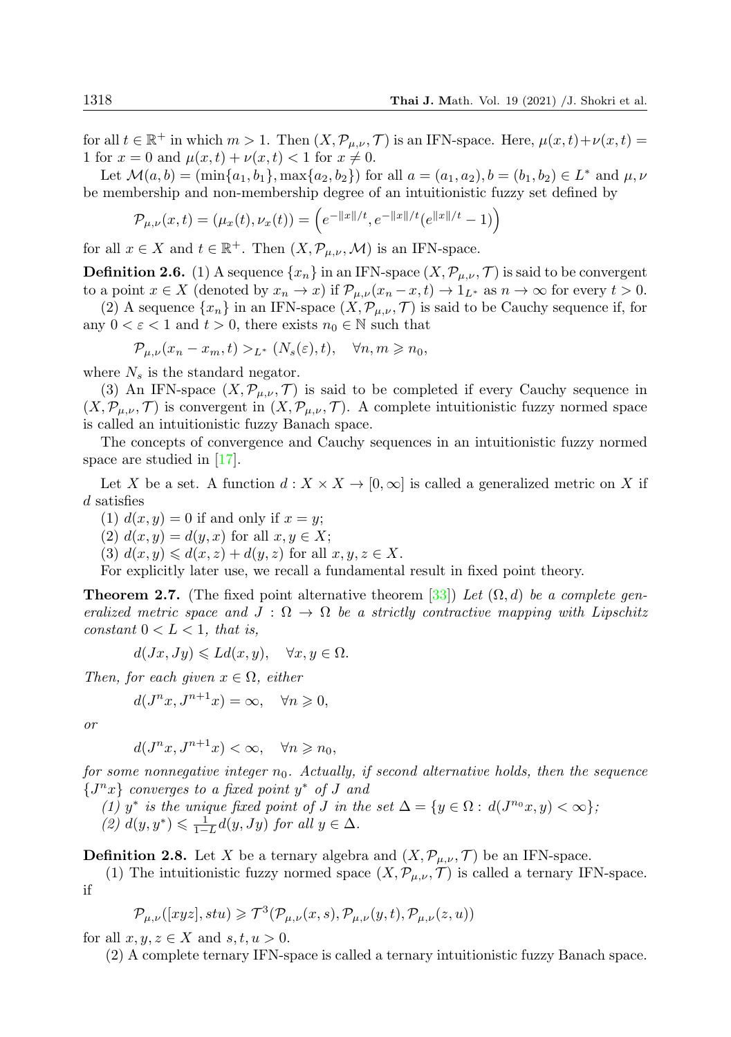for all $t \in \mathbb{R}^+$ in which $m > 1$. Then $(X, \mathcal{P}_{\mu,\nu}, \mathcal{T})$ is an IFN-space. Here, $\mu(x,t)+\nu(x,t) = 1$ for $x = 0$ and $\mu(x,t) + \nu(x,t) < 1$ for $x \neq 0$.

Let $\mathcal{M}(a,b) = (\min\{a_1, b_1\}, \max\{a_2, b_2\})$ for all $a = (a_1, a_2), b = (b_1, b_2) \in L^*$ and $\mu, \nu$ be membership and non-membership degree of an intuitionistic fuzzy set defined by

$$\mathcal{P}_{\mu,\nu}(x,t) = (\mu_x(t), \nu_x(t)) = \left(e^{-\|x\|/t}, e^{-\|x\|/t}(e^{\|x\|/t} - 1)\right)$$

for all $x \in X$ and $t \in \mathbb{R}^+$. Then $(X, \mathcal{P}_{\mu,\nu}, \mathcal{M})$ is an IFN-space.

**Definition 2.6.** (1) A sequence $\{x_n\}$ in an IFN-space $(X, \mathcal{P}_{\mu,\nu}, \mathcal{T})$ is said to be convergent to a point $x \in X$ (denoted by $x_n \to x$) if $\mathcal{P}_{\mu,\nu}(x_n - x, t) \to 1_{L^*}$ as $n \to \infty$ for every $t > 0$.

(2) A sequence $\{x_n\}$ in an IFN-space $(X, \mathcal{P}_{\mu,\nu}, \mathcal{T})$ is said to be Cauchy sequence if, for any $0 < \varepsilon < 1$ and $t > 0$, there exists $n_0 \in \mathbb{N}$ such that

$$\mathcal{P}_{\mu,\nu}(x_n - x_m, t) >_{L^*} (N_s(\varepsilon), t), \quad \forall n, m \geqslant n_0,$$

where $N_s$ is the standard negator.

(3) An IFN-space $(X, \mathcal{P}_{\mu,\nu}, \mathcal{T})$ is said to be completed if every Cauchy sequence in $(X, \mathcal{P}_{\mu,\nu}, \mathcal{T})$ is convergent in $(X, \mathcal{P}_{\mu,\nu}, \mathcal{T})$. A complete intuitionistic fuzzy normed space is called an intuitionistic fuzzy Banach space.

The concepts of convergence and Cauchy sequences in an intuitionistic fuzzy normed space are studied in [17].

Let $X$ be a set. A function $d : X \times X \to [0, \infty]$ is called a generalized metric on $X$ if $d$ satisfies

(1) $d(x,y) = 0$ if and only if $x = y$;

(2) $d(x,y) = d(y,x)$ for all $x, y \in X$;

(3) $d(x,y) \leqslant d(x,z) + d(y,z)$ for all $x, y, z \in X$.

For explicitly later use, we recall a fundamental result in fixed point theory.

**Theorem 2.7.** (The fixed point alternative theorem [33]) *Let $(\Omega, d)$ be a complete generalized metric space and $J : \Omega \to \Omega$ be a strictly contractive mapping with Lipschitz constant $0 < L < 1$, that is,*

$$d(Jx, Jy) \leqslant L d(x,y), \quad \forall x, y \in \Omega.$$

*Then, for each given $x \in \Omega$, either*

$$d(J^n x, J^{n+1} x) = \infty, \quad \forall n \geqslant 0,$$

*or*

$$d(J^n x, J^{n+1} x) < \infty, \quad \forall n \geqslant n_0,$$

*for some nonnegative integer $n_0$. Actually, if second alternative holds, then the sequence $\{J^n x\}$ converges to a fixed point $y^*$ of $J$ and*

*(1) $y^*$ is the unique fixed point of $J$ in the set $\Delta = \{y \in \Omega : d(J^{n_0} x, y) < \infty\}$;*

*(2) $d(y, y^*) \leqslant \frac{1}{1-L} d(y, Jy)$ for all $y \in \Delta$.*

**Definition 2.8.** Let $X$ be a ternary algebra and $(X, \mathcal{P}_{\mu,\nu}, \mathcal{T})$ be an IFN-space.

(1) The intuitionistic fuzzy normed space $(X, \mathcal{P}_{\mu,\nu}, \mathcal{T})$ is called a ternary IFN-space. if

$$\mathcal{P}_{\mu,\nu}([xyz], stu) \geqslant \mathcal{T}^3(\mathcal{P}_{\mu,\nu}(x,s), \mathcal{P}_{\mu,\nu}(y,t), \mathcal{P}_{\mu,\nu}(z,u))$$

for all $x, y, z \in X$ and $s, t, u > 0$.

(2) A complete ternary IFN-space is called a ternary intuitionistic fuzzy Banach space.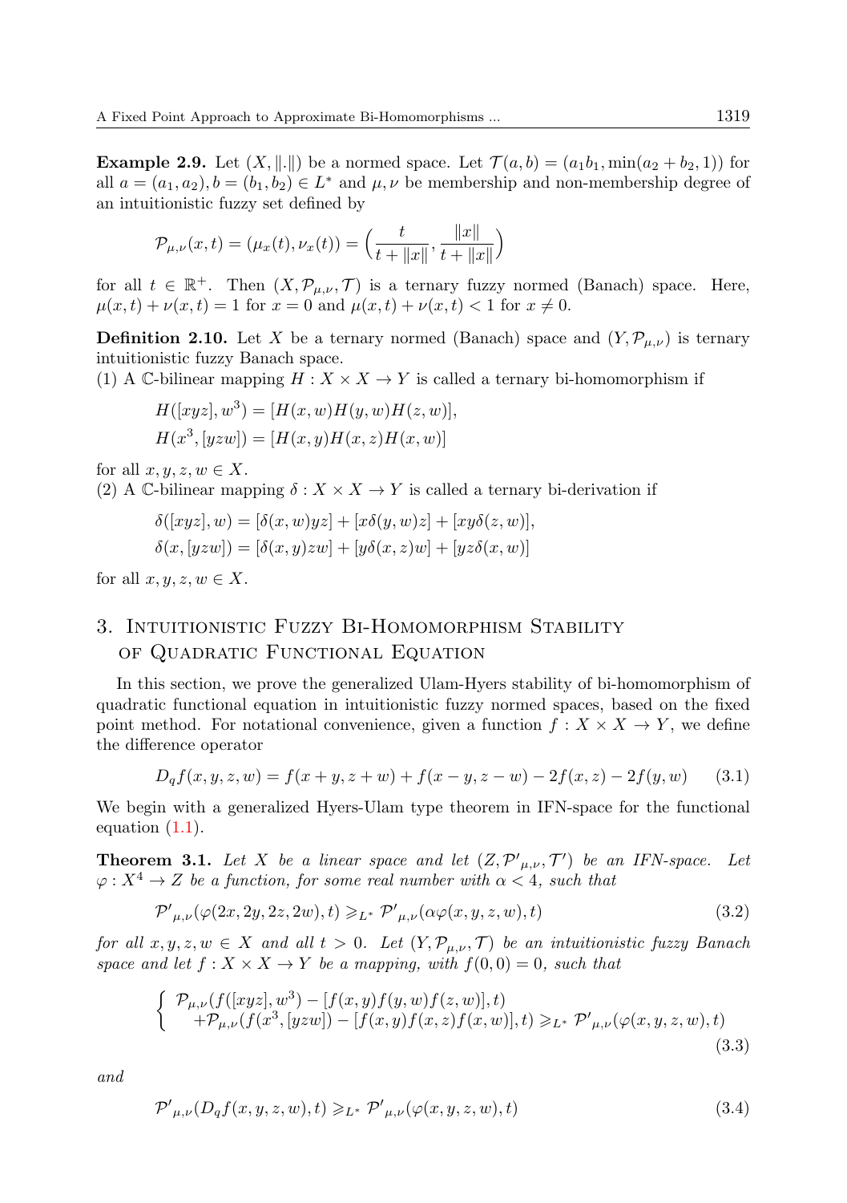**Example 2.9.** Let $(X, \|.\|)$ be a normed space. Let $\mathcal{T}(a,b) = (a_1 b_1, \min(a_2 + b_2, 1))$ for all $a = (a_1, a_2), b = (b_1, b_2) \in L^*$ and $\mu, \nu$ be membership and non-membership degree of an intuitionistic fuzzy set defined by

$$\mathcal{P}_{\mu,\nu}(x,t) = (\mu_x(t), \nu_x(t)) = \Big( \frac{t}{t + \|x\|}, \frac{\|x\|}{t + \|x\|} \Big)$$

for all $t \in \mathbb{R}^+$. Then $(X, \mathcal{P}_{\mu,\nu}, \mathcal{T})$ is a ternary fuzzy normed (Banach) space. Here, $\mu(x,t) + \nu(x,t) = 1$ for $x = 0$ and $\mu(x,t) + \nu(x,t) < 1$ for $x \neq 0$.

**Definition 2.10.** Let $X$ be a ternary normed (Banach) space and $(Y, \mathcal{P}_{\mu,\nu})$ is ternary intuitionistic fuzzy Banach space.
(1) A $\mathbb{C}$-bilinear mapping $H : X \times X \to Y$ is called a ternary bi-homomorphism if

$$H([xyz], w^3) = [H(x,w)H(y,w)H(z,w)],$$
$$H(x^3, [yzw]) = [H(x,y)H(x,z)H(x,w)]$$

for all $x, y, z, w \in X$.
(2) A $\mathbb{C}$-bilinear mapping $\delta : X \times X \to Y$ is called a ternary bi-derivation if

$$\delta([xyz], w) = [\delta(x,w)yz] + [x\delta(y,w)z] + [xy\delta(z,w)],$$
$$\delta(x, [yzw]) = [\delta(x,y)zw] + [y\delta(x,z)w] + [yz\delta(x,w)]$$

for all $x, y, z, w \in X$.

## 3. Intuitionistic Fuzzy Bi-Homomorphism Stability of Quadratic Functional Equation

In this section, we prove the generalized Ulam-Hyers stability of bi-homomorphism of quadratic functional equation in intuitionistic fuzzy normed spaces, based on the fixed point method. For notational convenience, given a function $f : X \times X \to Y$, we define the difference operator

$$D_q f(x,y,z,w) = f(x+y, z+w) + f(x-y, z-w) - 2f(x,z) - 2f(y,w) \qquad (3.1)$$

We begin with a generalized Hyers-Ulam type theorem in IFN-space for the functional equation (1.1).

**Theorem 3.1.** *Let $X$ be a linear space and let $(Z, \mathcal{P}'_{\mu,\nu}, \mathcal{T}')$ be an IFN-space. Let $\varphi : X^4 \to Z$ be a function, for some real number with $\alpha < 4$, such that*

$$\mathcal{P}'_{\mu,\nu}(\varphi(2x, 2y, 2z, 2w), t) \geqslant_{L^*} \mathcal{P}'_{\mu,\nu}(\alpha \varphi(x,y,z,w), t) \qquad (3.2)$$

*for all $x, y, z, w \in X$ and all $t > 0$. Let $(Y, \mathcal{P}_{\mu,\nu}, \mathcal{T})$ be an intuitionistic fuzzy Banach space and let $f : X \times X \to Y$ be a mapping, with $f(0,0) = 0$, such that*

$$\begin{cases} \mathcal{P}_{\mu,\nu}(f([xyz], w^3) - [f(x,y)f(y,w)f(z,w)], t) \\ \quad + \mathcal{P}_{\mu,\nu}(f(x^3, [yzw]) - [f(x,y)f(x,z)f(x,w)], t) \geqslant_{L^*} \mathcal{P}'_{\mu,\nu}(\varphi(x,y,z,w), t) \end{cases} \qquad (3.3)$$

*and*

$$\mathcal{P}'_{\mu,\nu}(D_q f(x,y,z,w), t) \geqslant_{L^*} \mathcal{P}'_{\mu,\nu}(\varphi(x,y,z,w), t) \qquad (3.4)$$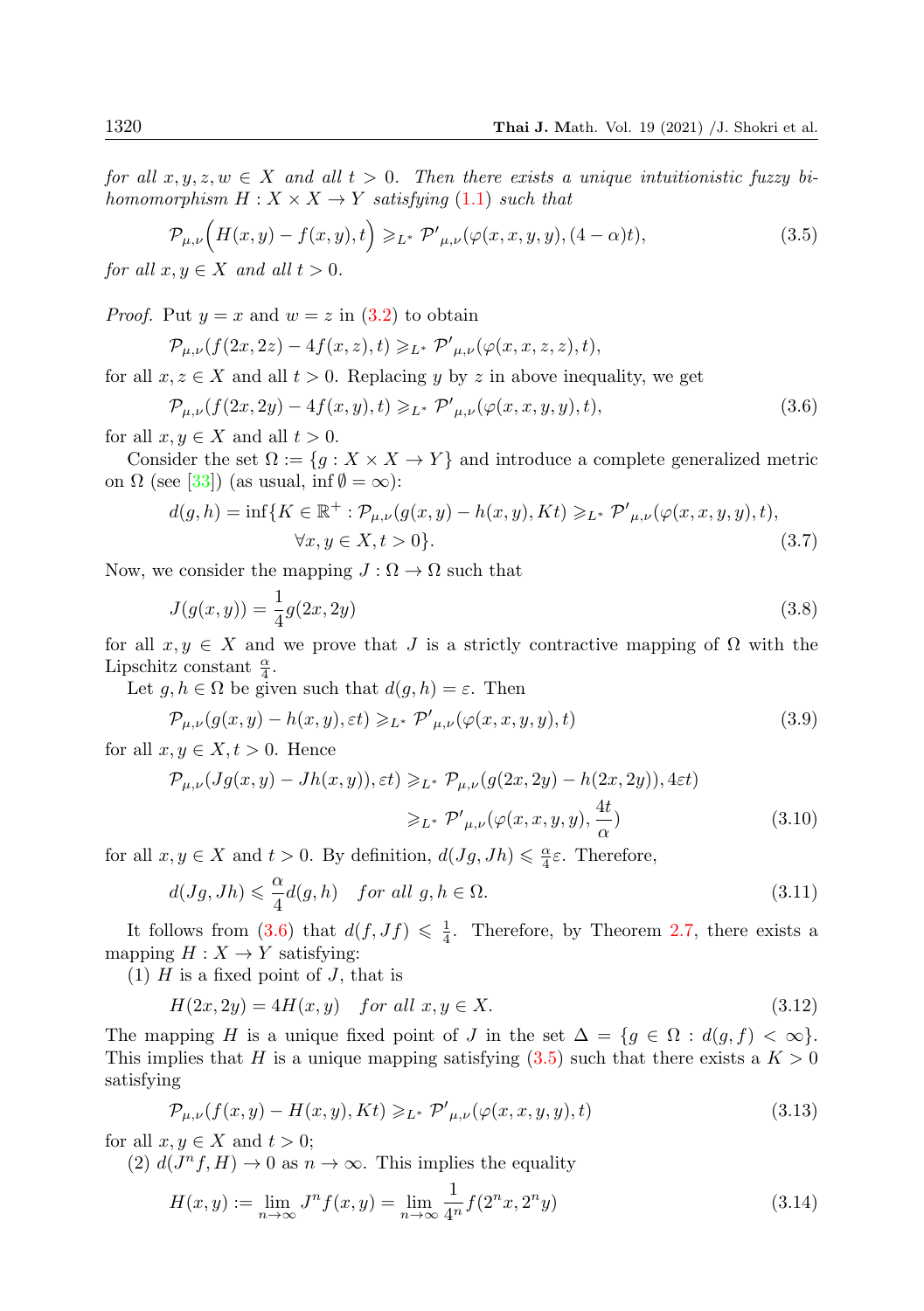*for all $x, y, z, w \in X$ and all $t > 0$. Then there exists a unique intuitionistic fuzzy bi-homomorphism $H : X \times X \to Y$ satisfying (1.1) such that*

$$\mathcal{P}_{\mu,\nu}\Big(H(x,y) - f(x,y), t\Big) \geqslant_{L^*} \mathcal{P}'_{\mu,\nu}(\varphi(x,x,y,y),(4-\alpha)t), \tag{3.5}$$

*for all $x, y \in X$ and all $t > 0$.*

*Proof.* Put $y = x$ and $w = z$ in (3.2) to obtain

$$\mathcal{P}_{\mu,\nu}(f(2x,2z) - 4f(x,z), t) \geqslant_{L^*} \mathcal{P}'_{\mu,\nu}(\varphi(x,x,z,z), t),$$

for all $x, z \in X$ and all $t > 0$. Replacing $y$ by $z$ in above inequality, we get

$$\mathcal{P}_{\mu,\nu}(f(2x,2y) - 4f(x,y), t) \geqslant_{L^*} \mathcal{P}'_{\mu,\nu}(\varphi(x,x,y,y), t), \tag{3.6}$$

for all $x, y \in X$ and all $t > 0$.

Consider the set $\Omega := \{g : X \times X \to Y\}$ and introduce a complete generalized metric on $\Omega$ (see [33]) (as usual, $\inf \emptyset = \infty$):

$$d(g,h) = \inf\{K \in \mathbb{R}^+ : \mathcal{P}_{\mu,\nu}(g(x,y) - h(x,y), Kt) \geqslant_{L^*} \mathcal{P}'_{\mu,\nu}(\varphi(x,x,y,y), t), \\ \forall x, y \in X, t > 0\}. \tag{3.7}$$

Now, we consider the mapping $J : \Omega \to \Omega$ such that

$$J(g(x,y)) = \frac{1}{4} g(2x, 2y) \tag{3.8}$$

for all $x, y \in X$ and we prove that $J$ is a strictly contractive mapping of $\Omega$ with the Lipschitz constant $\frac{\alpha}{4}$.

Let $g, h \in \Omega$ be given such that $d(g,h) = \varepsilon$. Then

$$\mathcal{P}_{\mu,\nu}(g(x,y) - h(x,y), \varepsilon t) \geqslant_{L^*} \mathcal{P}'_{\mu,\nu}(\varphi(x,x,y,y), t) \tag{3.9}$$

for all $x, y \in X, t > 0$. Hence

$$\begin{aligned}\mathcal{P}_{\mu,\nu}(Jg(x,y) - Jh(x,y)), \varepsilon t) &\geqslant_{L^*} \mathcal{P}_{\mu,\nu}(g(2x,2y) - h(2x,2y)), 4\varepsilon t) \\ &\geqslant_{L^*} \mathcal{P}'_{\mu,\nu}(\varphi(x,x,y,y), \frac{4t}{\alpha})\end{aligned} \tag{3.10}$$

for all $x, y \in X$ and $t > 0$. By definition, $d(Jg, Jh) \leqslant \frac{\alpha}{4}\varepsilon$. Therefore,

$$d(Jg, Jh) \leqslant \frac{\alpha}{4} d(g,h) \quad \textit{for all } g, h \in \Omega. \tag{3.11}$$

It follows from (3.6) that $d(f, Jf) \leqslant \frac{1}{4}$. Therefore, by Theorem 2.7, there exists a mapping $H : X \to Y$ satisfying:

(1) $H$ is a fixed point of $J$, that is

$$H(2x, 2y) = 4H(x,y) \quad \textit{for all } x, y \in X. \tag{3.12}$$

The mapping $H$ is a unique fixed point of $J$ in the set $\Delta = \{g \in \Omega : d(g,f) < \infty\}$. This implies that $H$ is a unique mapping satisfying (3.5) such that there exists a $K > 0$ satisfying

$$\mathcal{P}_{\mu,\nu}(f(x,y) - H(x,y), Kt) \geqslant_{L^*} \mathcal{P}'_{\mu,\nu}(\varphi(x,x,y,y), t) \tag{3.13}$$

for all $x, y \in X$ and $t > 0$;

(2) $d(J^n f, H) \to 0$ as $n \to \infty$. This implies the equality

$$H(x,y) := \lim_{n\to\infty} J^n f(x,y) = \lim_{n\to\infty} \frac{1}{4^n} f(2^n x, 2^n y) \tag{3.14}$$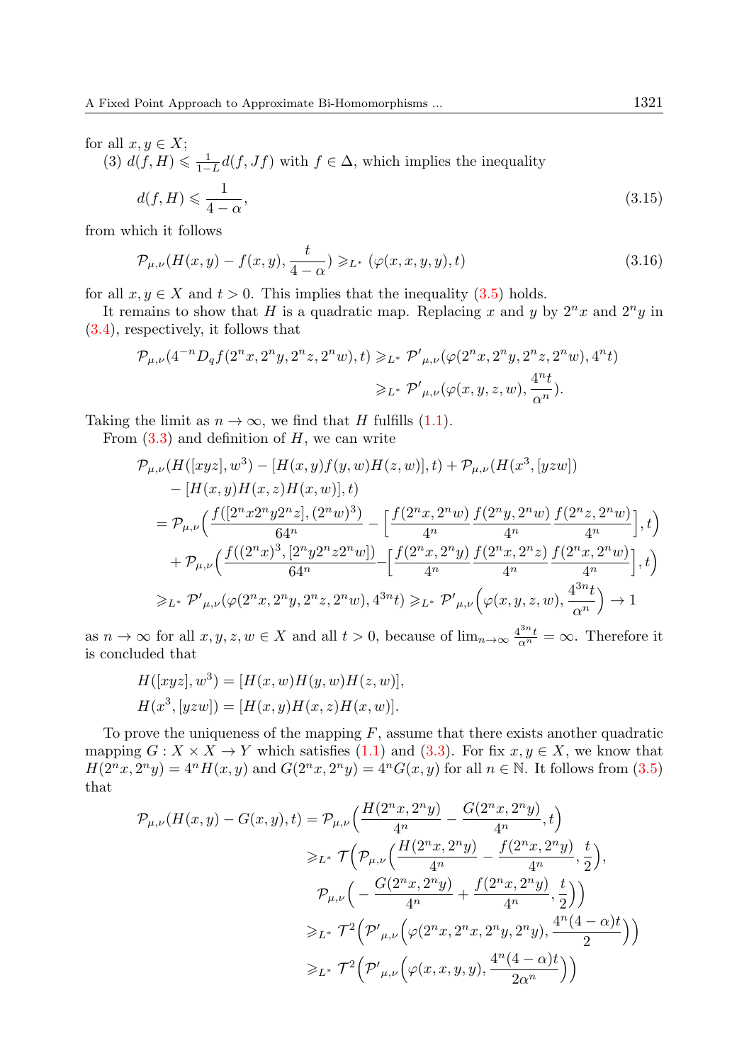for all $x, y \in X$;

(3) $d(f, H) \leqslant \frac{1}{1-L} d(f, Jf)$ with $f \in \Delta$, which implies the inequality

$$d(f, H) \leqslant \frac{1}{4-\alpha}, \tag{3.15}$$

from which it follows

$$\mathcal{P}_{\mu,\nu}(H(x,y) - f(x,y), \frac{t}{4-\alpha}) \geqslant_{L^*} (\varphi(x,x,y,y), t) \tag{3.16}$$

for all $x, y \in X$ and $t > 0$. This implies that the inequality (3.5) holds.

It remains to show that $H$ is a quadratic map. Replacing $x$ and $y$ by $2^n x$ and $2^n y$ in (3.4), respectively, it follows that

$$\begin{aligned}
\mathcal{P}_{\mu,\nu}(4^{-n} D_q f(2^n x, 2^n y, 2^n z, 2^n w), t) &\geqslant_{L^*} \mathcal{P}'_{\mu,\nu}(\varphi(2^n x, 2^n y, 2^n z, 2^n w), 4^n t) \\
&\geqslant_{L^*} \mathcal{P}'_{\mu,\nu}(\varphi(x,y,z,w), \frac{4^n t}{\alpha^n}).
\end{aligned}$$

Taking the limit as $n \to \infty$, we find that $H$ fulfills (1.1).

From (3.3) and definition of $H$, we can write

$$\begin{aligned}
&\mathcal{P}_{\mu,\nu}(H([xyz], w^3) - [H(x,y)f(y,w)H(z,w)], t) + \mathcal{P}_{\mu,\nu}(H(x^3, [yzw]) \\
&\quad - [H(x,y)H(x,z)H(x,w)], t) \\
&= \mathcal{P}_{\mu,\nu}\Big(\frac{f([2^n x 2^n y 2^n z], (2^n w)^3)}{64^n} - \Big[\frac{f(2^n x, 2^n w)}{4^n} \frac{f(2^n y, 2^n w)}{4^n} \frac{f(2^n z, 2^n w)}{4^n}\Big], t\Big) \\
&\quad + \mathcal{P}_{\mu,\nu}\Big(\frac{f((2^n x)^3, [2^n y 2^n z 2^n w])}{64^n} - \Big[\frac{f(2^n x, 2^n y)}{4^n} \frac{f(2^n x, 2^n z)}{4^n} \frac{f(2^n x, 2^n w)}{4^n}\Big], t\Big) \\
&\geqslant_{L^*} \mathcal{P}'_{\mu,\nu}(\varphi(2^n x, 2^n y, 2^n z, 2^n w), 4^{3n} t) \geqslant_{L^*} \mathcal{P}'_{\mu,\nu}\Big(\varphi(x,y,z,w), \frac{4^{3n} t}{\alpha^n}\Big) \to 1
\end{aligned}$$

as $n \to \infty$ for all $x, y, z, w \in X$ and all $t > 0$, because of $\lim_{n\to\infty} \frac{4^{3n} t}{\alpha^n} = \infty$. Therefore it is concluded that

$$\begin{aligned}
&H([xyz], w^3) = [H(x,w)H(y,w)H(z,w)], \\
&H(x^3, [yzw]) = [H(x,y)H(x,z)H(x,w)].
\end{aligned}$$

To prove the uniqueness of the mapping $F$, assume that there exists another quadratic mapping $G : X \times X \to Y$ which satisfies (1.1) and (3.3). For fix $x, y \in X$, we know that $H(2^n x, 2^n y) = 4^n H(x,y)$ and $G(2^n x, 2^n y) = 4^n G(x,y)$ for all $n \in \mathbb{N}$. It follows from (3.5) that

$$\begin{aligned}
\mathcal{P}_{\mu,\nu}(H(x,y) - G(x,y), t) &= \mathcal{P}_{\mu,\nu}\Big(\frac{H(2^n x, 2^n y)}{4^n} - \frac{G(2^n x, 2^n y)}{4^n}, t\Big) \\
&\geqslant_{L^*} \mathcal{T}\Big(\mathcal{P}_{\mu,\nu}\Big(\frac{H(2^n x, 2^n y)}{4^n} - \frac{f(2^n x, 2^n y)}{4^n}, \frac{t}{2}\Big), \\
&\qquad \mathcal{P}_{\mu,\nu}\Big(-\frac{G(2^n x, 2^n y)}{4^n} + \frac{f(2^n x, 2^n y)}{4^n}, \frac{t}{2}\Big)\Big) \\
&\geqslant_{L^*} \mathcal{T}^2\Big(\mathcal{P}'_{\mu,\nu}\Big(\varphi(2^n x, 2^n x, 2^n y, 2^n y), \frac{4^n(4-\alpha)t}{2}\Big)\Big) \\
&\geqslant_{L^*} \mathcal{T}^2\Big(\mathcal{P}'_{\mu,\nu}\Big(\varphi(x,x,y,y), \frac{4^n(4-\alpha)t}{2\alpha^n}\Big)\Big)
\end{aligned}$$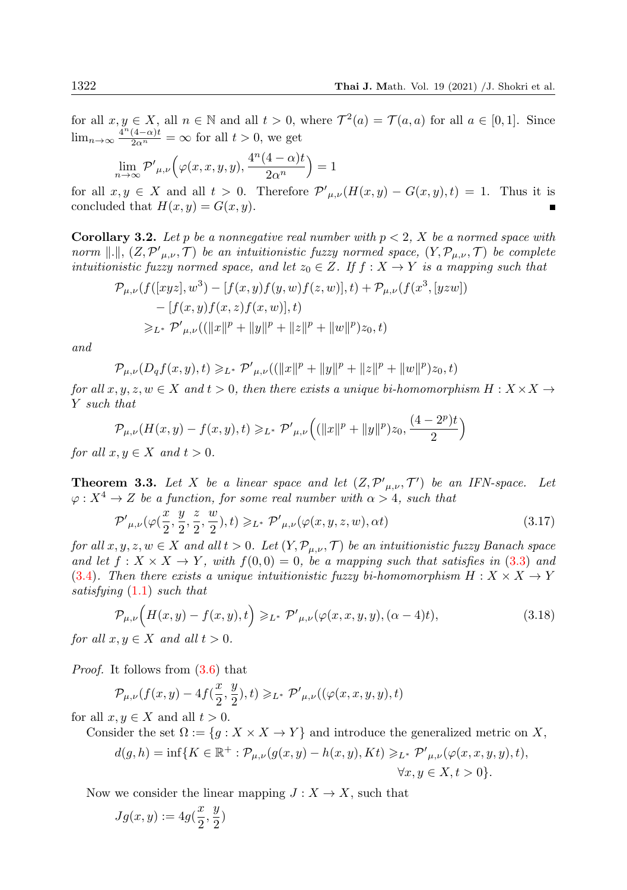for all $x, y \in X$, all $n \in \mathbb{N}$ and all $t > 0$, where $\mathcal{T}^2(a) = \mathcal{T}(a, a)$ for all $a \in [0, 1]$. Since $\lim_{n\to\infty} \frac{4^n(4-\alpha)t}{2\alpha^n} = \infty$ for all $t > 0$, we get

$$\lim_{n\to\infty} \mathcal{P}'_{\mu,\nu}\Big(\varphi(x, x, y, y), \frac{4^n(4-\alpha)t}{2\alpha^n}\Big) = 1$$

for all $x, y \in X$ and all $t > 0$. Therefore $\mathcal{P}'_{\mu,\nu}(H(x, y) - G(x, y), t) = 1$. Thus it is concluded that $H(x, y) = G(x, y)$. ∎

**Corollary 3.2.** *Let $p$ be a nonnegative real number with $p < 2$, $X$ be a normed space with norm $\|.\|$, $(Z, \mathcal{P}'_{\mu,\nu}, \mathcal{T})$ be an intuitionistic fuzzy normed space, $(Y, \mathcal{P}_{\mu,\nu}, \mathcal{T})$ be complete intuitionistic fuzzy normed space, and let $z_0 \in Z$. If $f : X \to Y$ is a mapping such that*

$$\begin{aligned}
&\mathcal{P}_{\mu,\nu}(f([xyz], w^3) - [f(x, y)f(y, w)f(z, w)], t) + \mathcal{P}_{\mu,\nu}(f(x^3, [yzw]) \\
&\quad - [f(x, y)f(x, z)f(x, w)], t) \\
&\quad \geqslant_{L^*} \mathcal{P}'_{\mu,\nu}((\|x\|^p + \|y\|^p + \|z\|^p + \|w\|^p)z_0, t)
\end{aligned}$$

*and*

$$\mathcal{P}_{\mu,\nu}(D_q f(x, y), t) \geqslant_{L^*} \mathcal{P}'_{\mu,\nu}((\|x\|^p + \|y\|^p + \|z\|^p + \|w\|^p)z_0, t)$$

*for all $x, y, z, w \in X$ and $t > 0$, then there exists a unique bi-homomorphism $H : X \times X \to Y$ such that*

$$\mathcal{P}_{\mu,\nu}(H(x, y) - f(x, y), t) \geqslant_{L^*} \mathcal{P}'_{\mu,\nu}\Big((\|x\|^p + \|y\|^p)z_0, \frac{(4-2^p)t}{2}\Big)$$

*for all $x, y \in X$ and $t > 0$.*

**Theorem 3.3.** *Let $X$ be a linear space and let $(Z, \mathcal{P}'_{\mu,\nu}, \mathcal{T}')$ be an IFN-space. Let $\varphi : X^4 \to Z$ be a function, for some real number with $\alpha > 4$, such that*

$$\mathcal{P}'_{\mu,\nu}(\varphi(\frac{x}{2}, \frac{y}{2}, \frac{z}{2}, \frac{w}{2}), t) \geqslant_{L^*} \mathcal{P}'_{\mu,\nu}(\varphi(x, y, z, w), \alpha t) \tag{3.17}$$

*for all $x, y, z, w \in X$ and all $t > 0$. Let $(Y, \mathcal{P}_{\mu,\nu}, \mathcal{T})$ be an intuitionistic fuzzy Banach space and let $f : X \times X \to Y$, with $f(0, 0) = 0$, be a mapping such that satisfies in (3.3) and (3.4). Then there exists a unique intuitionistic fuzzy bi-homomorphism $H : X \times X \to Y$ satisfying (1.1) such that*

$$\mathcal{P}_{\mu,\nu}\Big(H(x, y) - f(x, y), t\Big) \geqslant_{L^*} \mathcal{P}'_{\mu,\nu}(\varphi(x, x, y, y), (\alpha - 4)t), \tag{3.18}$$

*for all $x, y \in X$ and all $t > 0$.*

*Proof.* It follows from (3.6) that

$$\mathcal{P}_{\mu,\nu}(f(x, y) - 4f(\frac{x}{2}, \frac{y}{2}), t) \geqslant_{L^*} \mathcal{P}'_{\mu,\nu}((\varphi(x, x, y, y), t)$$

for all $x, y \in X$ and all $t > 0$.

Consider the set $\Omega := \{g : X \times X \to Y\}$ and introduce the generalized metric on $X$,

$$\begin{aligned}
d(g, h) = \inf\{K \in \mathbb{R}^+ : \mathcal{P}_{\mu,\nu}(g(x, y) - h(x, y), Kt) \geqslant_{L^*} \mathcal{P}'_{\mu,\nu}(\varphi(x, x, y, y), t),& \\
\forall x, y \in X, t > 0\}.&
\end{aligned}$$

Now we consider the linear mapping $J : X \to X$, such that

$$Jg(x, y) := 4g(\frac{x}{2}, \frac{y}{2})$$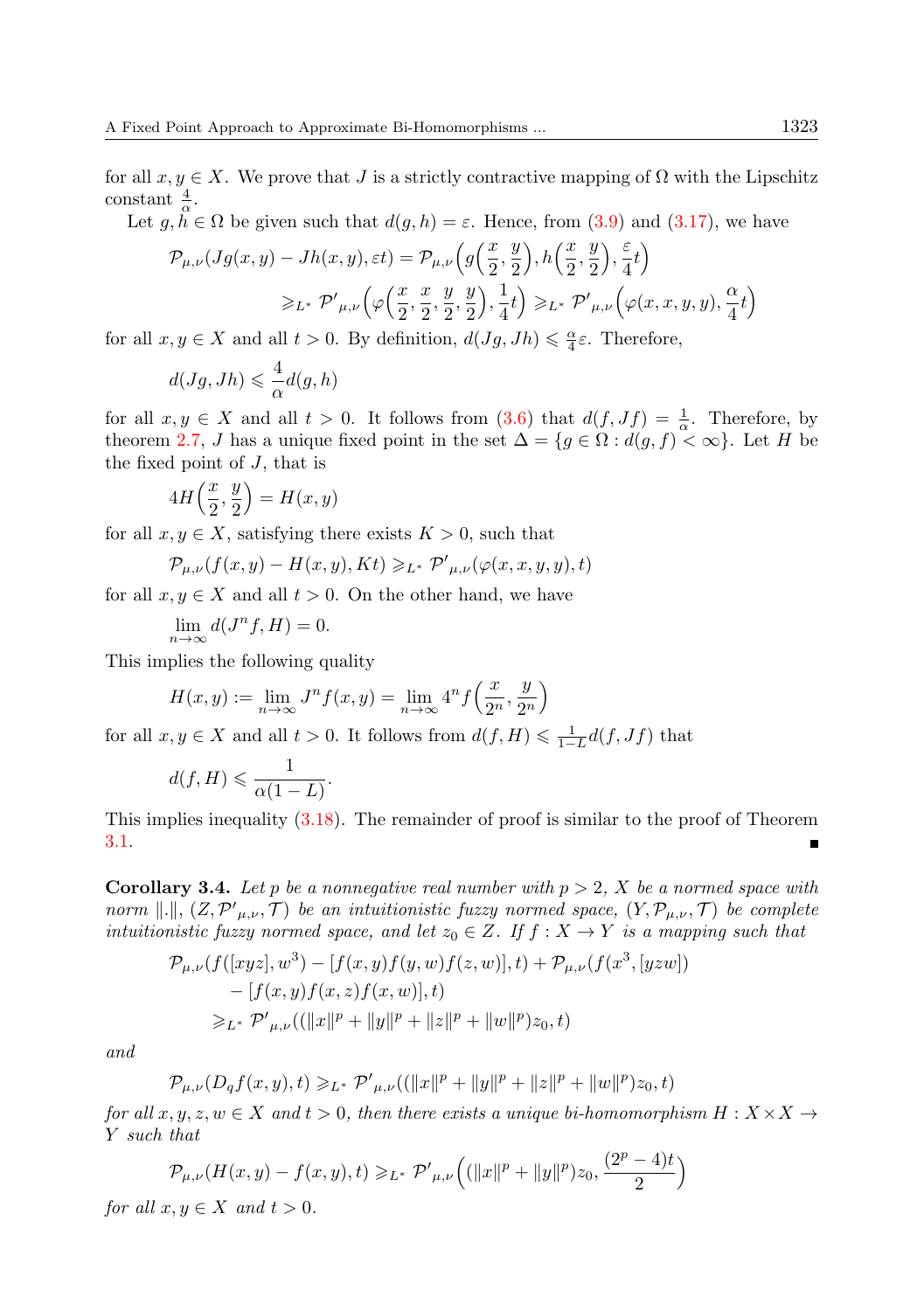for all $x, y \in X$. We prove that $J$ is a strictly contractive mapping of $\Omega$ with the Lipschitz constant $\frac{4}{\alpha}$.

Let $g, h \in \Omega$ be given such that $d(g,h) = \varepsilon$. Hence, from (3.9) and (3.17), we have

$$\mathcal{P}_{\mu,\nu}(Jg(x,y) - Jh(x,y), \varepsilon t) = \mathcal{P}_{\mu,\nu}\Big(g\Big(\frac{x}{2}, \frac{y}{2}\Big), h\Big(\frac{x}{2}, \frac{y}{2}\Big), \frac{\varepsilon}{4} t\Big)$$
$$\geqslant_{L^*} \mathcal{P}'_{\mu,\nu}\Big(\varphi\Big(\frac{x}{2}, \frac{x}{2}, \frac{y}{2}, \frac{y}{2}\Big), \frac{1}{4} t\Big) \geqslant_{L^*} \mathcal{P}'_{\mu,\nu}\Big(\varphi(x,x,y,y), \frac{\alpha}{4} t\Big)$$

for all $x, y \in X$ and all $t > 0$. By definition, $d(Jg, Jh) \leqslant \frac{\alpha}{4}\varepsilon$. Therefore,

$$d(Jg, Jh) \leqslant \frac{4}{\alpha} d(g,h)$$

for all $x, y \in X$ and all $t > 0$. It follows from (3.6) that $d(f, Jf) = \frac{1}{\alpha}$. Therefore, by theorem 2.7, $J$ has a unique fixed point in the set $\Delta = \{g \in \Omega : d(g,f) < \infty\}$. Let $H$ be the fixed point of $J$, that is

$$4H\Big(\frac{x}{2}, \frac{y}{2}\Big) = H(x,y)$$

for all $x, y \in X$, satisfying there exists $K > 0$, such that

$$\mathcal{P}_{\mu,\nu}(f(x,y) - H(x,y), Kt) \geqslant_{L^*} \mathcal{P}'_{\mu,\nu}(\varphi(x,x,y,y), t)$$

for all $x, y \in X$ and all $t > 0$. On the other hand, we have

$$\lim_{n\to\infty} d(J^n f, H) = 0.$$

This implies the following quality

$$H(x,y) := \lim_{n\to\infty} J^n f(x,y) = \lim_{n\to\infty} 4^n f\Big(\frac{x}{2^n}, \frac{y}{2^n}\Big)$$

for all $x, y \in X$ and all $t > 0$. It follows from $d(f,H) \leqslant \frac{1}{1-L} d(f, Jf)$ that

$$d(f,H) \leqslant \frac{1}{\alpha(1-L)}.$$

This implies inequality (3.18). The remainder of proof is similar to the proof of Theorem 3.1. ∎

**Corollary 3.4.** *Let $p$ be a nonnegative real number with $p > 2$, $X$ be a normed space with norm $\|.\|$, $(Z, \mathcal{P}'_{\mu,\nu}, \mathcal{T})$ be an intuitionistic fuzzy normed space, $(Y, \mathcal{P}_{\mu,\nu}, \mathcal{T})$ be complete intuitionistic fuzzy normed space, and let $z_0 \in Z$. If $f : X \to Y$ is a mapping such that*

$$\mathcal{P}_{\mu,\nu}(f([xyz], w^3) - [f(x,y)f(y,w)f(z,w)], t) + \mathcal{P}_{\mu,\nu}(f(x^3, [yzw])$$
$$- [f(x,y)f(x,z)f(x,w)], t)$$
$$\geqslant_{L^*} \mathcal{P}'_{\mu,\nu}((\|x\|^p + \|y\|^p + \|z\|^p + \|w\|^p) z_0, t)$$

*and*

$$\mathcal{P}_{\mu,\nu}(D_q f(x,y), t) \geqslant_{L^*} \mathcal{P}'_{\mu,\nu}((\|x\|^p + \|y\|^p + \|z\|^p + \|w\|^p) z_0, t)$$

*for all $x, y, z, w \in X$ and $t > 0$, then there exists a unique bi-homomorphism $H : X \times X \to Y$ such that*

$$\mathcal{P}_{\mu,\nu}(H(x,y) - f(x,y), t) \geqslant_{L^*} \mathcal{P}'_{\mu,\nu}\Big((\|x\|^p + \|y\|^p) z_0, \frac{(2^p - 4)t}{2}\Big)$$

*for all $x, y \in X$ and $t > 0$.*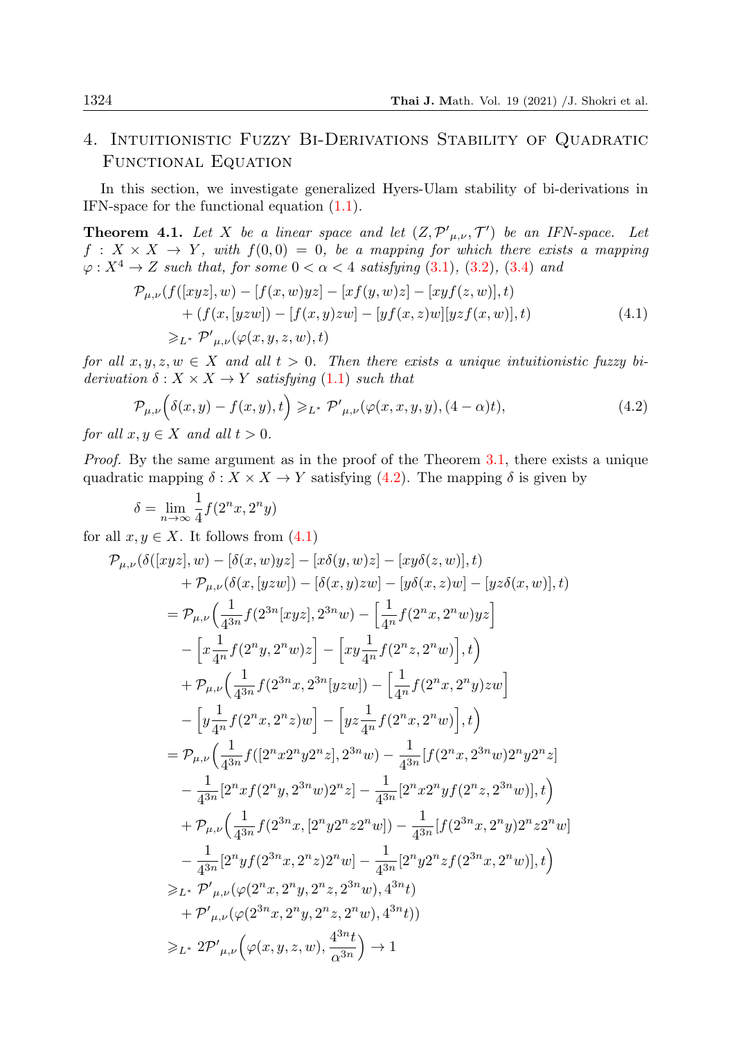## 4. Intuitionistic Fuzzy Bi-Derivations Stability of Quadratic Functional Equation

In this section, we investigate generalized Hyers-Ulam stability of bi-derivations in IFN-space for the functional equation (1.1).

**Theorem 4.1.** *Let $X$ be a linear space and let $(Z, \mathcal{P}'_{\mu,\nu}, \mathcal{T}')$ be an IFN-space. Let $f : X \times X \to Y$, with $f(0,0) = 0$, be a mapping for which there exists a mapping $\varphi : X^4 \to Z$ such that, for some $0 < \alpha < 4$ satisfying (3.1), (3.2), (3.4) and*

$$
\begin{aligned}
&\mathcal{P}_{\mu,\nu}(f([xyz], w) - [f(x,w)yz] - [xf(y,w)z] - [xyf(z,w)], t) \\
&\quad + (f(x,[yzw]) - [f(x,y)zw] - [yf(x,z)w][yzf(x,w)], t) \qquad (4.1)\\
&\geqslant_{L^*} \mathcal{P}'_{\mu,\nu}(\varphi(x,y,z,w), t)
\end{aligned}
$$

*for all $x, y, z, w \in X$ and all $t > 0$. Then there exists a unique intuitionistic fuzzy bi-derivation $\delta : X \times X \to Y$ satisfying (1.1) such that*

$$
\mathcal{P}_{\mu,\nu}\Big(\delta(x,y) - f(x,y), t\Big) \geqslant_{L^*} \mathcal{P}'_{\mu,\nu}(\varphi(x,x,y,y), (4-\alpha)t), \qquad (4.2)
$$

*for all $x, y \in X$ and all $t > 0$.*

*Proof.* By the same argument as in the proof of the Theorem 3.1, there exists a unique quadratic mapping $\delta : X \times X \to Y$ satisfying (4.2). The mapping $\delta$ is given by

$$
\delta = \lim_{n\to\infty} \frac{1}{4} f(2^n x, 2^n y)
$$

for all $x, y \in X$. It follows from (4.1)

$$
\begin{aligned}
&\mathcal{P}_{\mu,\nu}(\delta([xyz], w) - [\delta(x,w)yz] - [x\delta(y,w)z] - [xy\delta(z,w)], t) \\
&\quad + \mathcal{P}_{\mu,\nu}(\delta(x,[yzw]) - [\delta(x,y)zw] - [y\delta(x,z)w] - [yz\delta(x,w)], t) \\
&= \mathcal{P}_{\mu,\nu}\Big(\frac{1}{4^{3n}} f(2^{3n}[xyz], 2^{3n}w) - \Big[\frac{1}{4^n} f(2^n x, 2^n w) yz\Big] \\
&\quad - \Big[x \frac{1}{4^n} f(2^n y, 2^n w) z\Big] - \Big[xy \frac{1}{4^n} f(2^n z, 2^n w)\Big], t\Big) \\
&\quad + \mathcal{P}_{\mu,\nu}\Big(\frac{1}{4^{3n}} f(2^{3n}x, 2^{3n}[yzw]) - \Big[\frac{1}{4^n} f(2^n x, 2^n y) zw\Big] \\
&\quad - \Big[y \frac{1}{4^n} f(2^n x, 2^n z) w\Big] - \Big[yz \frac{1}{4^n} f(2^n x, 2^n w)\Big], t\Big) \\
&= \mathcal{P}_{\mu,\nu}\Big(\frac{1}{4^{3n}} f([2^n x 2^n y 2^n z], 2^{3n}w) - \frac{1}{4^{3n}}[f(2^n x, 2^{3n}w) 2^n y 2^n z] \\
&\quad - \frac{1}{4^{3n}}[2^n x f(2^n y, 2^{3n}w) 2^n z] - \frac{1}{4^{3n}}[2^n x 2^n y f(2^n z, 2^{3n}w)], t\Big) \\
&\quad + \mathcal{P}_{\mu,\nu}\Big(\frac{1}{4^{3n}} f(2^{3n}x, [2^n y 2^n z 2^n w]) - \frac{1}{4^{3n}}[f(2^{3n}x, 2^n y) 2^n z 2^n w] \\
&\quad - \frac{1}{4^{3n}}[2^n y f(2^{3n}x, 2^n z) 2^n w] - \frac{1}{4^{3n}}[2^n y 2^n z f(2^{3n}x, 2^n w)], t\Big) \\
&\geqslant_{L^*} \mathcal{P}'_{\mu,\nu}(\varphi(2^n x, 2^n y, 2^n z, 2^{3n}w), 4^{3n}t) \\
&\quad + \mathcal{P}'_{\mu,\nu}(\varphi(2^{3n}x, 2^n y, 2^n z, 2^n w), 4^{3n}t)) \\
&\geqslant_{L^*} 2\mathcal{P}'_{\mu,\nu}\Big(\varphi(x,y,z,w), \frac{4^{3n}t}{\alpha^{3n}}\Big) \to 1
\end{aligned}
$$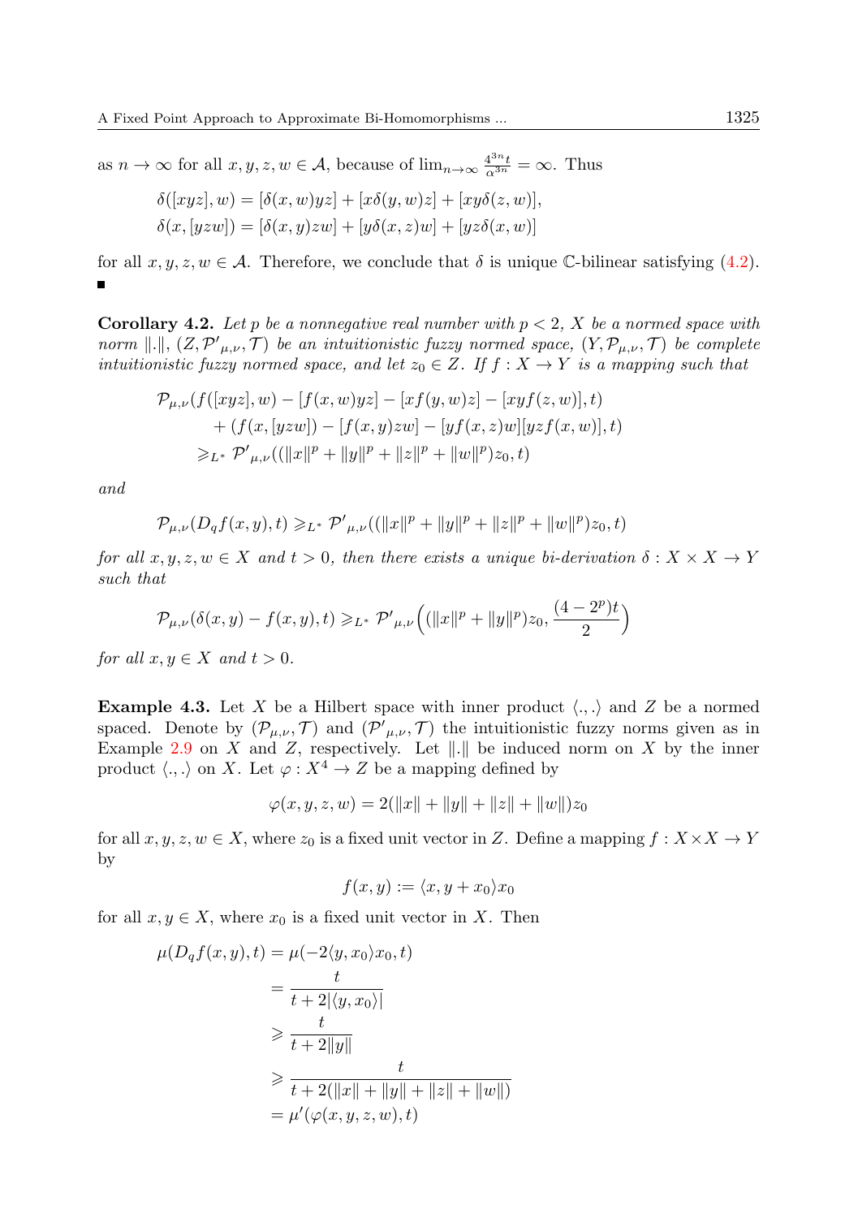as $n \to \infty$ for all $x, y, z, w \in \mathcal{A}$, because of $\lim_{n\to\infty} \frac{4^{3n}t}{\alpha^{3n}} = \infty$. Thus

$$\delta([xyz], w) = [\delta(x, w)yz] + [x\delta(y, w)z] + [xy\delta(z, w)],$$
$$\delta(x, [yzw]) = [\delta(x, y)zw] + [y\delta(x, z)w] + [yz\delta(x, w)]$$

for all $x, y, z, w \in \mathcal{A}$. Therefore, we conclude that $\delta$ is unique $\mathbb{C}$-bilinear satisfying (4.2). ∎

**Corollary 4.2.** *Let $p$ be a nonnegative real number with $p < 2$, $X$ be a normed space with norm $\|.\|$, $(Z, \mathcal{P}'_{\mu,\nu}, \mathcal{T})$ be an intuitionistic fuzzy normed space, $(Y, \mathcal{P}_{\mu,\nu}, \mathcal{T})$ be complete intuitionistic fuzzy normed space, and let $z_0 \in Z$. If $f : X \to Y$ is a mapping such that*

$$\begin{aligned}
\mathcal{P}_{\mu,\nu}(f([xyz], w) - [f(x, w)yz] - [xf(y, w)z] - [xyf(z, w)], t)&\\
+ (f(x, [yzw]) - [f(x, y)zw] - [yf(x, z)w][yzf(x, w)], t)&\\
\geqslant_{L^*} \mathcal{P}'_{\mu,\nu}((\|x\|^p + \|y\|^p + \|z\|^p + \|w\|^p)z_0, t)&
\end{aligned}$$

*and*

$$\mathcal{P}_{\mu,\nu}(D_q f(x, y), t) \geqslant_{L^*} \mathcal{P}'_{\mu,\nu}((\|x\|^p + \|y\|^p + \|z\|^p + \|w\|^p)z_0, t)$$

*for all $x, y, z, w \in X$ and $t > 0$, then there exists a unique bi-derivation $\delta : X \times X \to Y$ such that*

$$\mathcal{P}_{\mu,\nu}(\delta(x, y) - f(x, y), t) \geqslant_{L^*} \mathcal{P}'_{\mu,\nu}\Big((\|x\|^p + \|y\|^p)z_0, \frac{(4 - 2^p)t}{2}\Big)$$

*for all $x, y \in X$ and $t > 0$.*

**Example 4.3.** Let $X$ be a Hilbert space with inner product $\langle ., . \rangle$ and $Z$ be a normed spaced. Denote by $(\mathcal{P}_{\mu,\nu}, \mathcal{T})$ and $(\mathcal{P}'_{\mu,\nu}, \mathcal{T})$ the intuitionistic fuzzy norms given as in Example 2.9 on $X$ and $Z$, respectively. Let $\|.\|$ be induced norm on $X$ by the inner product $\langle ., . \rangle$ on $X$. Let $\varphi : X^4 \to Z$ be a mapping defined by

$$\varphi(x, y, z, w) = 2(\|x\| + \|y\| + \|z\| + \|w\|)z_0$$

for all $x, y, z, w \in X$, where $z_0$ is a fixed unit vector in $Z$. Define a mapping $f : X \times X \to Y$ by

$$f(x, y) := \langle x, y + x_0 \rangle x_0$$

for all $x, y \in X$, where $x_0$ is a fixed unit vector in $X$. Then

$$\begin{aligned}
\mu(D_q f(x, y), t) &= \mu(-2\langle y, x_0 \rangle x_0, t)\\
&= \frac{t}{t + 2|\langle y, x_0 \rangle|}\\
&\geqslant \frac{t}{t + 2\|y\|}\\
&\geqslant \frac{t}{t + 2(\|x\| + \|y\| + \|z\| + \|w\|)}\\
&= \mu'(\varphi(x, y, z, w), t)
\end{aligned}$$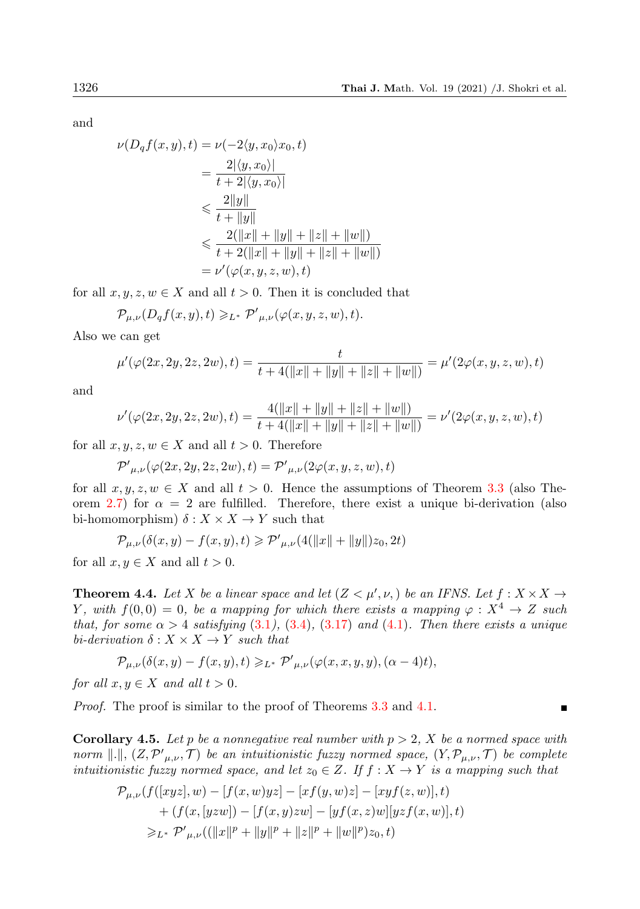and

$$
\begin{aligned}
\nu(D_q f(x,y),t) &= \nu(-2\langle y,x_0\rangle x_0,t)\\
&= \frac{2|\langle y,x_0\rangle|}{t+2|\langle y,x_0\rangle|}\\
&\leqslant \frac{2\|y\|}{t+\|y\|}\\
&\leqslant \frac{2(\|x\|+\|y\|+\|z\|+\|w\|)}{t+2(\|x\|+\|y\|+\|z\|+\|w\|)}\\
&= \nu'(\varphi(x,y,z,w),t)
\end{aligned}
$$

for all $x,y,z,w\in X$ and all $t>0$. Then it is concluded that

$$
\mathcal{P}_{\mu,\nu}(D_q f(x,y),t) \geqslant_{L^*} \mathcal{P'}_{\mu,\nu}(\varphi(x,y,z,w),t).
$$

Also we can get

$$
\mu'(\varphi(2x,2y,2z,2w),t) = \frac{t}{t+4(\|x\|+\|y\|+\|z\|+\|w\|)} = \mu'(2\varphi(x,y,z,w),t)
$$

and

$$
\nu'(\varphi(2x,2y,2z,2w),t) = \frac{4(\|x\|+\|y\|+\|z\|+\|w\|)}{t+4(\|x\|+\|y\|+\|z\|+\|w\|)} = \nu'(2\varphi(x,y,z,w),t)
$$

for all $x,y,z,w\in X$ and all $t>0$. Therefore

$$
\mathcal{P'}_{\mu,\nu}(\varphi(2x,2y,2z,2w),t) = \mathcal{P'}_{\mu,\nu}(2\varphi(x,y,z,w),t)
$$

for all $x,y,z,w\in X$ and all $t>0$. Hence the assumptions of Theorem 3.3 (also Theorem 2.7) for $\alpha=2$ are fulfilled. Therefore, there exist a unique bi-derivation (also bi-homomorphism) $\delta: X\times X\to Y$ such that

$$
\mathcal{P}_{\mu,\nu}(\delta(x,y)-f(x,y),t) \geqslant \mathcal{P'}_{\mu,\nu}(4(\|x\|+\|y\|)z_0,2t)
$$

for all $x,y\in X$ and all $t>0$.

**Theorem 4.4.** *Let $X$ be a linear space and let $(Z<\mu',\nu,)$ be an IFNS. Let $f: X\times X\to Y$, with $f(0,0)=0$, be a mapping for which there exists a mapping $\varphi: X^4\to Z$ such that, for some $\alpha>4$ satisfying (3.1), (3.4), (3.17) and (4.1). Then there exists a unique bi-derivation $\delta: X\times X\to Y$ such that*

$$
\mathcal{P}_{\mu,\nu}(\delta(x,y)-f(x,y),t) \geqslant_{L^*} \mathcal{P'}_{\mu,\nu}(\varphi(x,x,y,y),(\alpha-4)t),
$$

*for all $x,y\in X$ and all $t>0$.*

*Proof.* The proof is similar to the proof of Theorems 3.3 and 4.1. ∎

**Corollary 4.5.** *Let $p$ be a nonnegative real number with $p>2$, $X$ be a normed space with norm $\|.\|$, $(Z,\mathcal{P'}_{\mu,\nu},\mathcal{T})$ be an intuitionistic fuzzy normed space, $(Y,\mathcal{P}_{\mu,\nu},\mathcal{T})$ be complete intuitionistic fuzzy normed space, and let $z_0\in Z$. If $f: X\to Y$ is a mapping such that*

$$
\begin{aligned}
&\mathcal{P}_{\mu,\nu}(f([xyz],w)-[f(x,w)yz]-[xf(y,w)z]-[xyf(z,w)],t)\\
&\qquad +(f(x,[yzw])-[f(x,y)zw]-[yf(x,z)w][yzf(x,w)],t)\\
&\qquad \geqslant_{L^*} \mathcal{P'}_{\mu,\nu}((\|x\|^p+\|y\|^p+\|z\|^p+\|w\|^p)z_0,t)
\end{aligned}
$$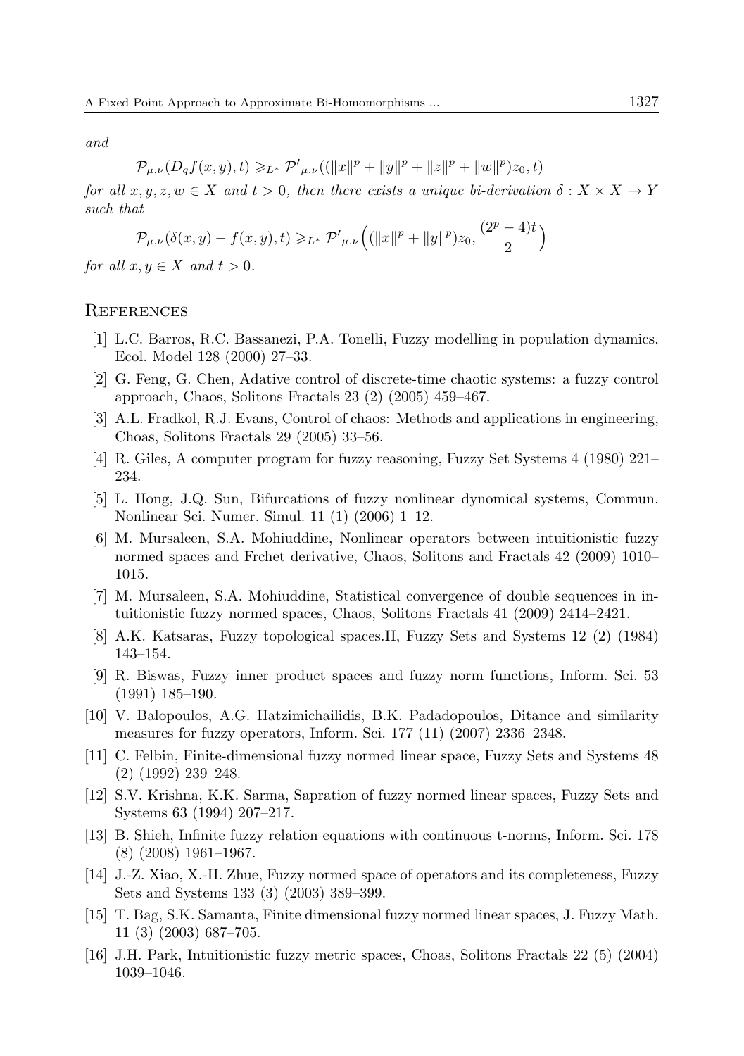*and*

$$\mathcal{P}_{\mu,\nu}(D_q f(x,y),t) \geqslant_{L^*} \mathcal{P}'_{\mu,\nu}((\|x\|^p + \|y\|^p + \|z\|^p + \|w\|^p)z_0, t)$$

*for all* $x, y, z, w \in X$ *and* $t > 0$*, then there exists a unique bi-derivation* $\delta : X \times X \to Y$ *such that*

$$\mathcal{P}_{\mu,\nu}(\delta(x,y) - f(x,y), t) \geqslant_{L^*} \mathcal{P}'_{\mu,\nu}\Big((\|x\|^p + \|y\|^p)z_0, \frac{(2^p - 4)t}{2}\Big)$$

*for all* $x, y \in X$ *and* $t > 0$*.*

## References

[1] L.C. Barros, R.C. Bassanezi, P.A. Tonelli, Fuzzy modelling in population dynamics, Ecol. Model 128 (2000) 27–33.

[2] G. Feng, G. Chen, Adative control of discrete-time chaotic systems: a fuzzy control approach, Chaos, Solitons Fractals 23 (2) (2005) 459–467.

[3] A.L. Fradkol, R.J. Evans, Control of chaos: Methods and applications in engineering, Choas, Solitons Fractals 29 (2005) 33–56.

[4] R. Giles, A computer program for fuzzy reasoning, Fuzzy Set Systems 4 (1980) 221–234.

[5] L. Hong, J.Q. Sun, Bifurcations of fuzzy nonlinear dynomical systems, Commun. Nonlinear Sci. Numer. Simul. 11 (1) (2006) 1–12.

[6] M. Mursaleen, S.A. Mohiuddine, Nonlinear operators between intuitionistic fuzzy normed spaces and Frchet derivative, Chaos, Solitons and Fractals 42 (2009) 1010–1015.

[7] M. Mursaleen, S.A. Mohiuddine, Statistical convergence of double sequences in intuitionistic fuzzy normed spaces, Chaos, Solitons Fractals 41 (2009) 2414–2421.

[8] A.K. Katsaras, Fuzzy topological spaces.II, Fuzzy Sets and Systems 12 (2) (1984) 143–154.

[9] R. Biswas, Fuzzy inner product spaces and fuzzy norm functions, Inform. Sci. 53 (1991) 185–190.

[10] V. Balopoulos, A.G. Hatzimichailidis, B.K. Padadopoulos, Ditance and similarity measures for fuzzy operators, Inform. Sci. 177 (11) (2007) 2336–2348.

[11] C. Felbin, Finite-dimensional fuzzy normed linear space, Fuzzy Sets and Systems 48 (2) (1992) 239–248.

[12] S.V. Krishna, K.K. Sarma, Sapration of fuzzy normed linear spaces, Fuzzy Sets and Systems 63 (1994) 207–217.

[13] B. Shieh, Infinite fuzzy relation equations with continuous t-norms, Inform. Sci. 178 (8) (2008) 1961–1967.

[14] J.-Z. Xiao, X.-H. Zhue, Fuzzy normed space of operators and its completeness, Fuzzy Sets and Systems 133 (3) (2003) 389–399.

[15] T. Bag, S.K. Samanta, Finite dimensional fuzzy normed linear spaces, J. Fuzzy Math. 11 (3) (2003) 687–705.

[16] J.H. Park, Intuitionistic fuzzy metric spaces, Choas, Solitons Fractals 22 (5) (2004) 1039–1046.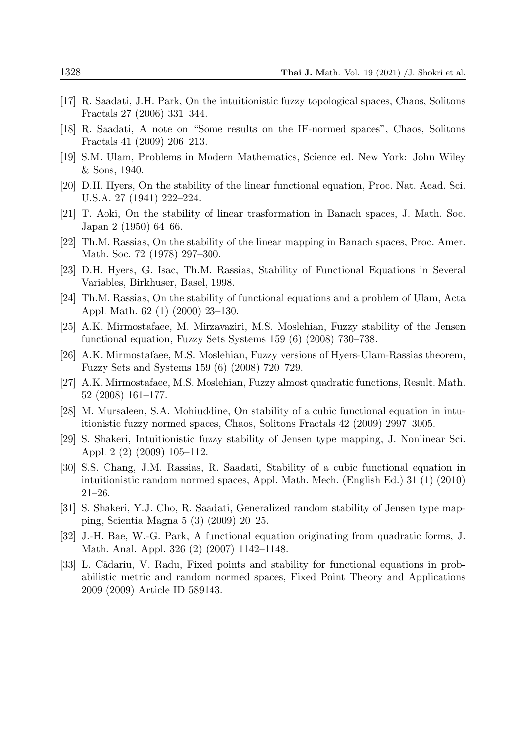[17] R. Saadati, J.H. Park, On the intuitionistic fuzzy topological spaces, Chaos, Solitons Fractals 27 (2006) 331–344.

[18] R. Saadati, A note on "Some results on the IF-normed spaces", Chaos, Solitons Fractals 41 (2009) 206–213.

[19] S.M. Ulam, Problems in Modern Mathematics, Science ed. New York: John Wiley & Sons, 1940.

[20] D.H. Hyers, On the stability of the linear functional equation, Proc. Nat. Acad. Sci. U.S.A. 27 (1941) 222–224.

[21] T. Aoki, On the stability of linear trasformation in Banach spaces, J. Math. Soc. Japan 2 (1950) 64–66.

[22] Th.M. Rassias, On the stability of the linear mapping in Banach spaces, Proc. Amer. Math. Soc. 72 (1978) 297–300.

[23] D.H. Hyers, G. Isac, Th.M. Rassias, Stability of Functional Equations in Several Variables, Birkhuser, Basel, 1998.

[24] Th.M. Rassias, On the stability of functional equations and a problem of Ulam, Acta Appl. Math. 62 (1) (2000) 23–130.

[25] A.K. Mirmostafaee, M. Mirzavaziri, M.S. Moslehian, Fuzzy stability of the Jensen functional equation, Fuzzy Sets Systems 159 (6) (2008) 730–738.

[26] A.K. Mirmostafaee, M.S. Moslehian, Fuzzy versions of Hyers-Ulam-Rassias theorem, Fuzzy Sets and Systems 159 (6) (2008) 720–729.

[27] A.K. Mirmostafaee, M.S. Moslehian, Fuzzy almost quadratic functions, Result. Math. 52 (2008) 161–177.

[28] M. Mursaleen, S.A. Mohiuddine, On stability of a cubic functional equation in intuitionistic fuzzy normed spaces, Chaos, Solitons Fractals 42 (2009) 2997–3005.

[29] S. Shakeri, Intuitionistic fuzzy stability of Jensen type mapping, J. Nonlinear Sci. Appl. 2 (2) (2009) 105–112.

[30] S.S. Chang, J.M. Rassias, R. Saadati, Stability of a cubic functional equation in intuitionistic random normed spaces, Appl. Math. Mech. (English Ed.) 31 (1) (2010) 21–26.

[31] S. Shakeri, Y.J. Cho, R. Saadati, Generalized random stability of Jensen type mapping, Scientia Magna 5 (3) (2009) 20–25.

[32] J.-H. Bae, W.-G. Park, A functional equation originating from quadratic forms, J. Math. Anal. Appl. 326 (2) (2007) 1142–1148.

[33] L. Cădariu, V. Radu, Fixed points and stability for functional equations in probabilistic metric and random normed spaces, Fixed Point Theory and Applications 2009 (2009) Article ID 589143.